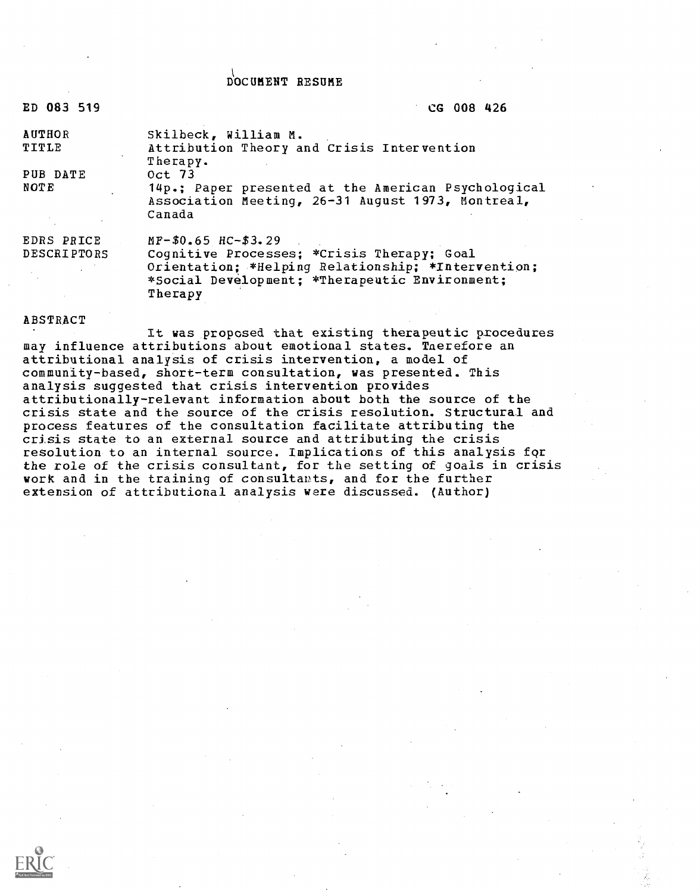# DOCUMENT RESUME

ED 083 519 CG 008 426

| | |
|---|---|
| AUTHOR | Skilbeck, William M. |
| TITLE | Attribution Theory and Crisis Intervention Therapy. |
| PUB DATE | Oct 73 |
| NOTE | 14p.; Paper presented at the American Psychological Association Meeting, 26-31 August 1973, Montreal, Canada |
| EDRS PRICE | MF-$0.65 HC-$3.29 |
| DESCRIPTORS | Cognitive Processes; *Crisis Therapy; Goal Orientation; *Helping Relationship; *Intervention; *Social Development; *Therapeutic Environment; Therapy |

## ABSTRACT

It was proposed that existing therapeutic procedures may influence attributions about emotional states. Therefore an attributional analysis of crisis intervention, a model of community-based, short-term consultation, was presented. This analysis suggested that crisis intervention provides attributionally-relevant information about both the source of the crisis state and the source of the crisis resolution. Structural and process features of the consultation facilitate attributing the crisis state to an external source and attributing the crisis resolution to an internal source. Implications of this analysis for the role of the crisis consultant, for the setting of goals in crisis work and in the training of consultants, and for the further extension of attributional analysis were discussed. (Author)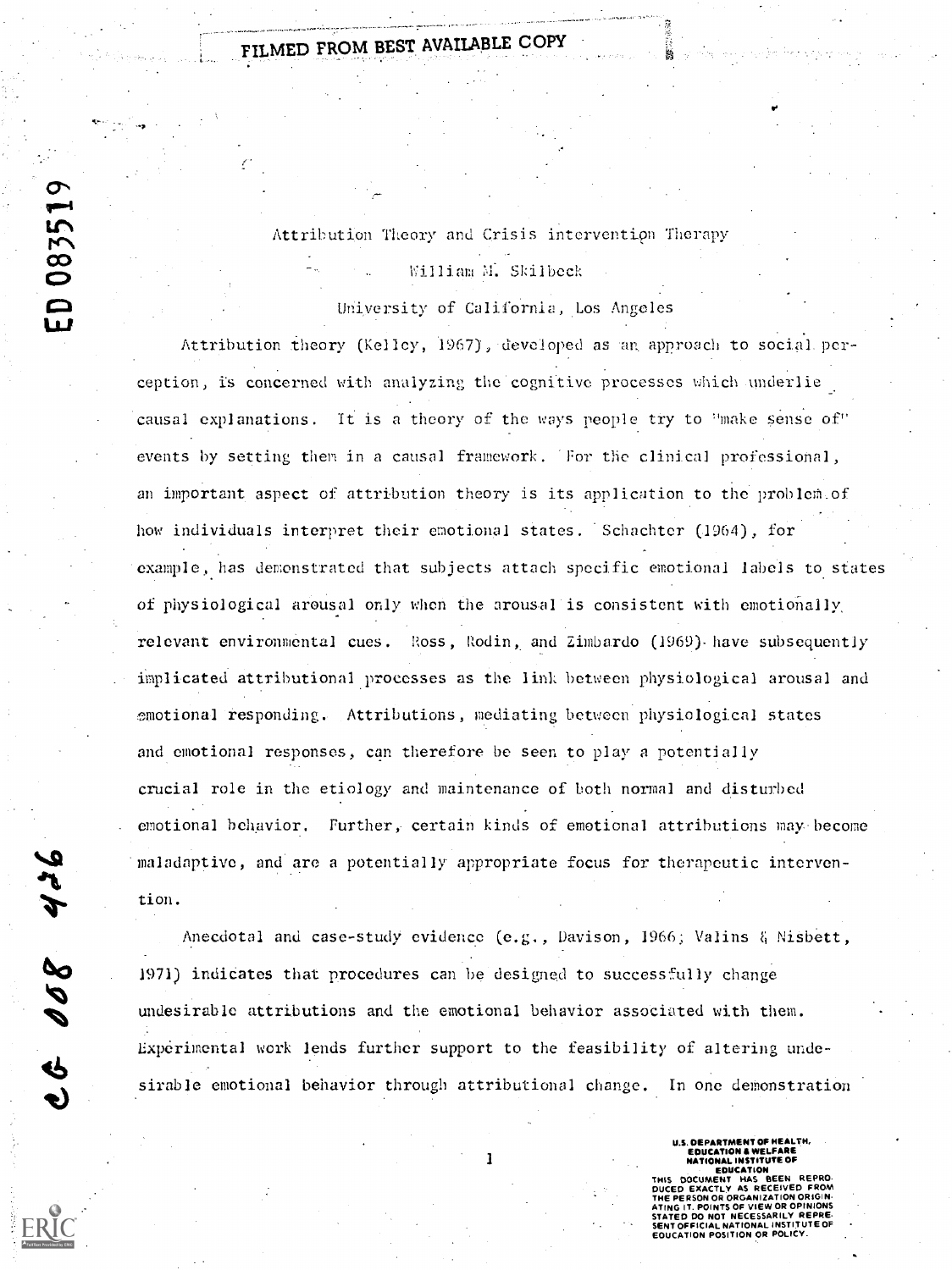# Attribution Theory and Crisis Intervention Therapy

William M. Skilbeck

University of California, Los Angeles

Attribution theory (Kelley, 1967), developed as an approach to social perception, is concerned with analyzing the cognitive processes which underlie causal explanations. It is a theory of the ways people try to "make sense of" events by setting them in a causal framework. For the clinical professional, an important aspect of attribution theory is its application to the problem of how individuals interpret their emotional states. Schachter (1964), for example, has demonstrated that subjects attach specific emotional labels to states of physiological arousal only when the arousal is consistent with emotionally relevant environmental cues. Ross, Rodin, and Zimbardo (1969) have subsequently implicated attributional processes as the link between physiological arousal and emotional responding. Attributions, mediating between physiological states and emotional responses, can therefore be seen to play a potentially crucial role in the etiology and maintenance of both normal and disturbed emotional behavior. Further, certain kinds of emotional attributions may become maladaptive, and are a potentially appropriate focus for therapeutic intervention.

Anecdotal and case-study evidence (e.g., Davison, 1966; Valins & Nisbett, 1971) indicates that procedures can be designed to successfully change undesirable attributions and the emotional behavior associated with them. Experimental work lends further support to the feasibility of altering undesirable emotional behavior through attributional change. In one demonstration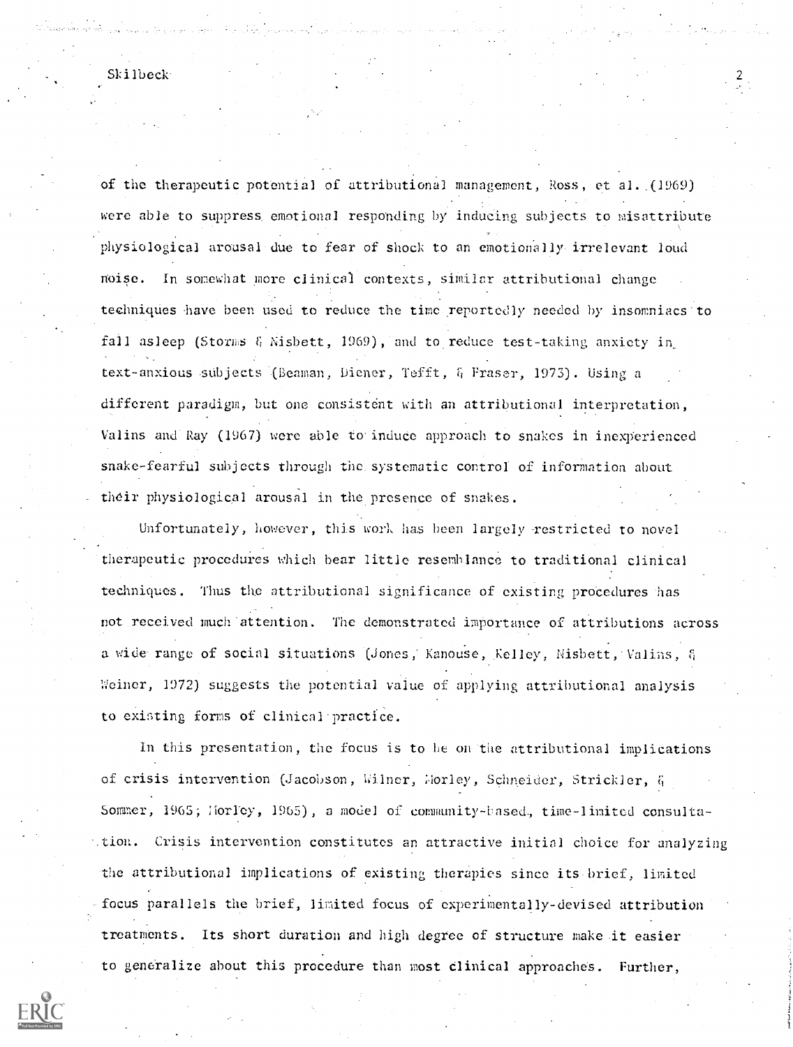of the therapeutic potential of attributional management, Ross, et al. (1969) were able to suppress emotional responding by inducing subjects to misattribute physiological arousal due to fear of shock to an emotionally irrelevant loud noise. In somewhat more clinical contexts, similar attributional change techniques have been used to reduce the time reportedly needed by insomniacs to fall asleep (Storms & Nisbett, 1969), and to reduce test-taking anxiety in text-anxious subjects (Beaman, Diener, Tefft, & Fraser, 1973). Using a different paradigm, but one consistent with an attributional interpretation, Valins and Ray (1967) were able to induce approach to snakes in inexperienced snake-fearful subjects through the systematic control of information about their physiological arousal in the presence of snakes.

Unfortunately, however, this work has been largely restricted to novel therapeutic procedures which bear little resemblance to traditional clinical techniques. Thus the attributional significance of existing procedures has not received much attention. The demonstrated importance of attributions across a wide range of social situations (Jones, Kanouse, Kelley, Nisbett, Valins, & Weiner, 1972) suggests the potential value of applying attributional analysis to existing forms of clinical practice.

In this presentation, the focus is to be on the attributional implications of crisis intervention (Jacobson, Wilner, Morley, Schneider, Strickler, & Sommer, 1965; Morley, 1965), a model of community-based, time-limited consultation. Crisis intervention constitutes an attractive initial choice for analyzing the attributional implications of existing therapies since its brief, limited focus parallels the brief, limited focus of experimentally-devised attribution treatments. Its short duration and high degree of structure make it easier to generalize about this procedure than most clinical approaches. Further,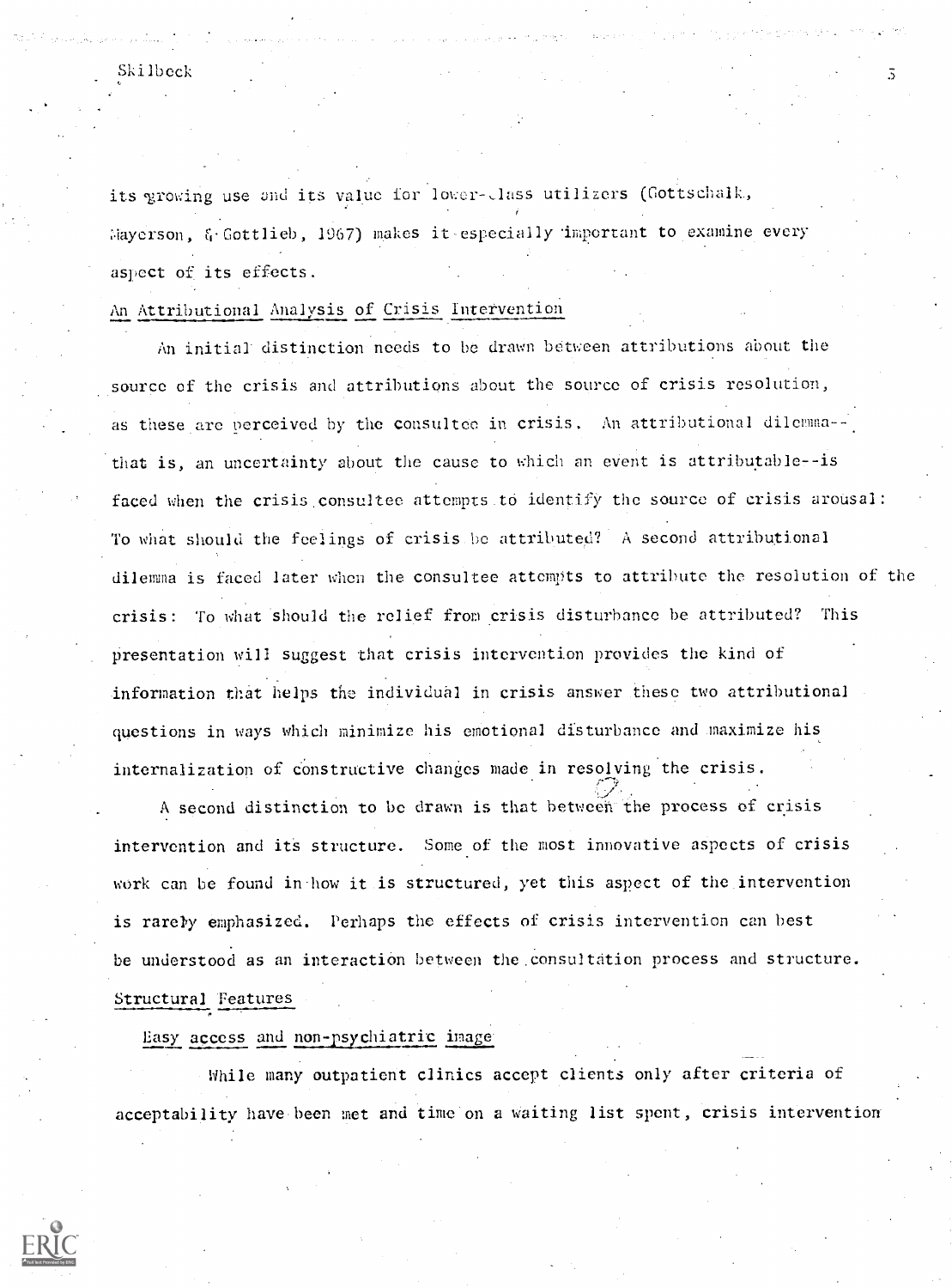its growing use and its value for lower-class utilizers (Gottschalk, Mayerson, & Gottlieb, 1967) makes it especially important to examine every aspect of its effects.

## An Attributional Analysis of Crisis Intervention

An initial distinction needs to be drawn between attributions about the source of the crisis and attributions about the source of crisis resolution, as these are perceived by the consultee in crisis. An attributional dilemma--that is, an uncertainty about the cause to which an event is attributable--is faced when the crisis consultee attempts to identify the source of crisis arousal: To what should the feelings of crisis be attributed? A second attributional dilemma is faced later when the consultee attempts to attribute the resolution of the crisis: To what should the relief from crisis disturbance be attributed? This presentation will suggest that crisis intervention provides the kind of information that helps the individual in crisis answer these two attributional questions in ways which minimize his emotional disturbance and maximize his internalization of constructive changes made in resolving the crisis.

A second distinction to be drawn is that between the process of crisis intervention and its structure. Some of the most innovative aspects of crisis work can be found in how it is structured, yet this aspect of the intervention is rarely emphasized. Perhaps the effects of crisis intervention can best be understood as an interaction between the consultation process and structure.

## Structural Features

### Easy access and non-psychiatric image

While many outpatient clinics accept clients only after criteria of acceptability have been met and time on a waiting list spent, crisis intervention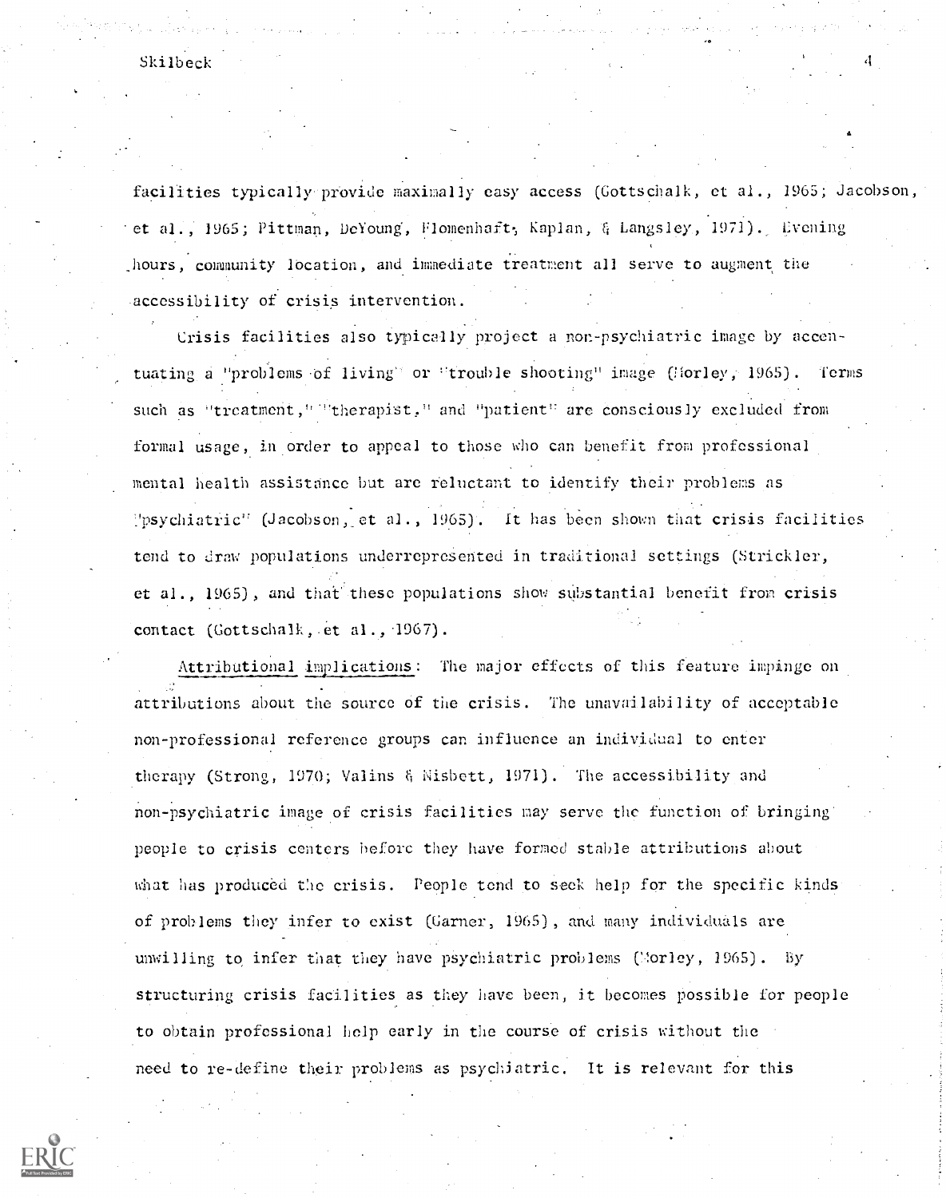facilities typically provide maximally easy access (Gottschalk, et al., 1965; Jacobson, et al., 1965; Pittman, DeYoung, Flomenhaft, Kaplan, & Langsley, 1971). Evening hours, community location, and immediate treatment all serve to augment the accessibility of crisis intervention.

Crisis facilities also typically project a non-psychiatric image by accentuating a "problems of living" or "trouble shooting" image (Morley, 1965). Terms such as "treatment," "therapist," and "patient" are consciously excluded from formal usage, in order to appeal to those who can benefit from professional mental health assistance but are reluctant to identify their problems as "psychiatric" (Jacobson, et al., 1965). It has been shown that crisis facilities tend to draw populations underrepresented in traditional settings (Strickler, et al., 1965), and that these populations show substantial benefit from crisis contact (Gottschalk, et al., 1967).

Attributional implications: The major effects of this feature impinge on attributions about the source of the crisis. The unavailability of acceptable non-professional reference groups can influence an individual to enter therapy (Strong, 1970; Valins & Nisbett, 1971). The accessibility and non-psychiatric image of crisis facilities may serve the function of bringing people to crisis centers before they have formed stable attributions about what has produced the crisis. People tend to seek help for the specific kinds of problems they infer to exist (Garner, 1965), and many individuals are unwilling to infer that they have psychiatric problems (Morley, 1965). By structuring crisis facilities as they have been, it becomes possible for people to obtain professional help early in the course of crisis without the need to re-define their problems as psychiatric. It is relevant for this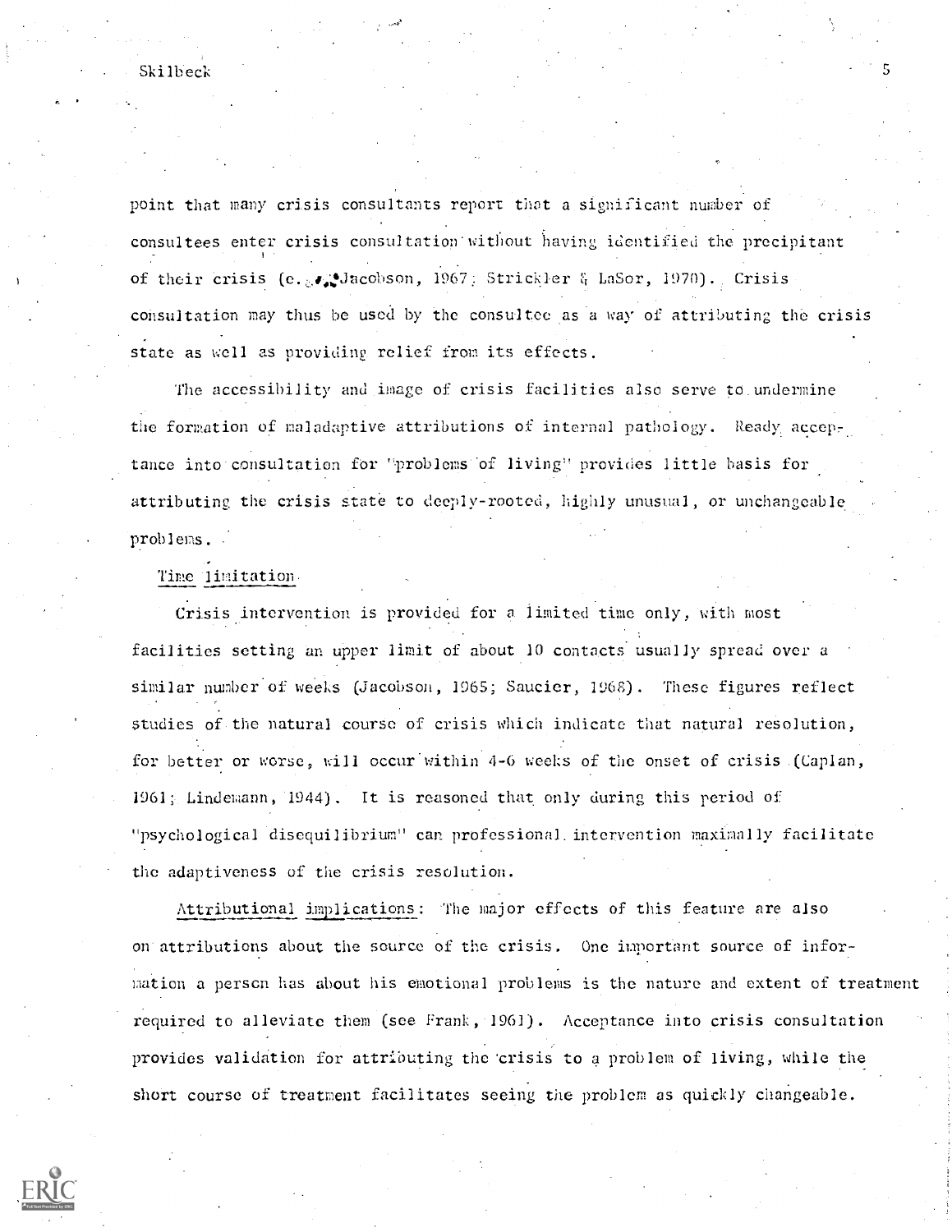point that many crisis consultants report that a significant number of consultees enter crisis consultation without having identified the precipitant of their crisis (e.g., Jacobson, 1967; Strickler & LaSor, 1970). Crisis consultation may thus be used by the consultee as a way of attributing the crisis state as well as providing relief from its effects.

The accessibility and image of crisis facilities also serve to undermine the formation of maladaptive attributions of internal pathology. Ready acceptance into consultation for "problems of living" provides little basis for attributing the crisis state to deeply-rooted, highly unusual, or unchangeable problems.

## Time limitation

Crisis intervention is provided for a limited time only, with most facilities setting an upper limit of about 10 contacts usually spread over a similar number of weeks (Jacobson, 1965; Saucier, 1968). These figures reflect studies of the natural course of crisis which indicate that natural resolution, for better or worse, will occur within 4-6 weeks of the onset of crisis (Caplan, 1961; Lindemann, 1944). It is reasoned that only during this period of "psychological disequilibrium" can professional intervention maximally facilitate the adaptiveness of the crisis resolution.

Attributional implications: The major effects of this feature are also on attributions about the source of the crisis. One important source of information a person has about his emotional problems is the nature and extent of treatment required to alleviate them (see Frank, 1961). Acceptance into crisis consultation provides validation for attributing the crisis to a problem of living, while the short course of treatment facilitates seeing the problem as quickly changeable.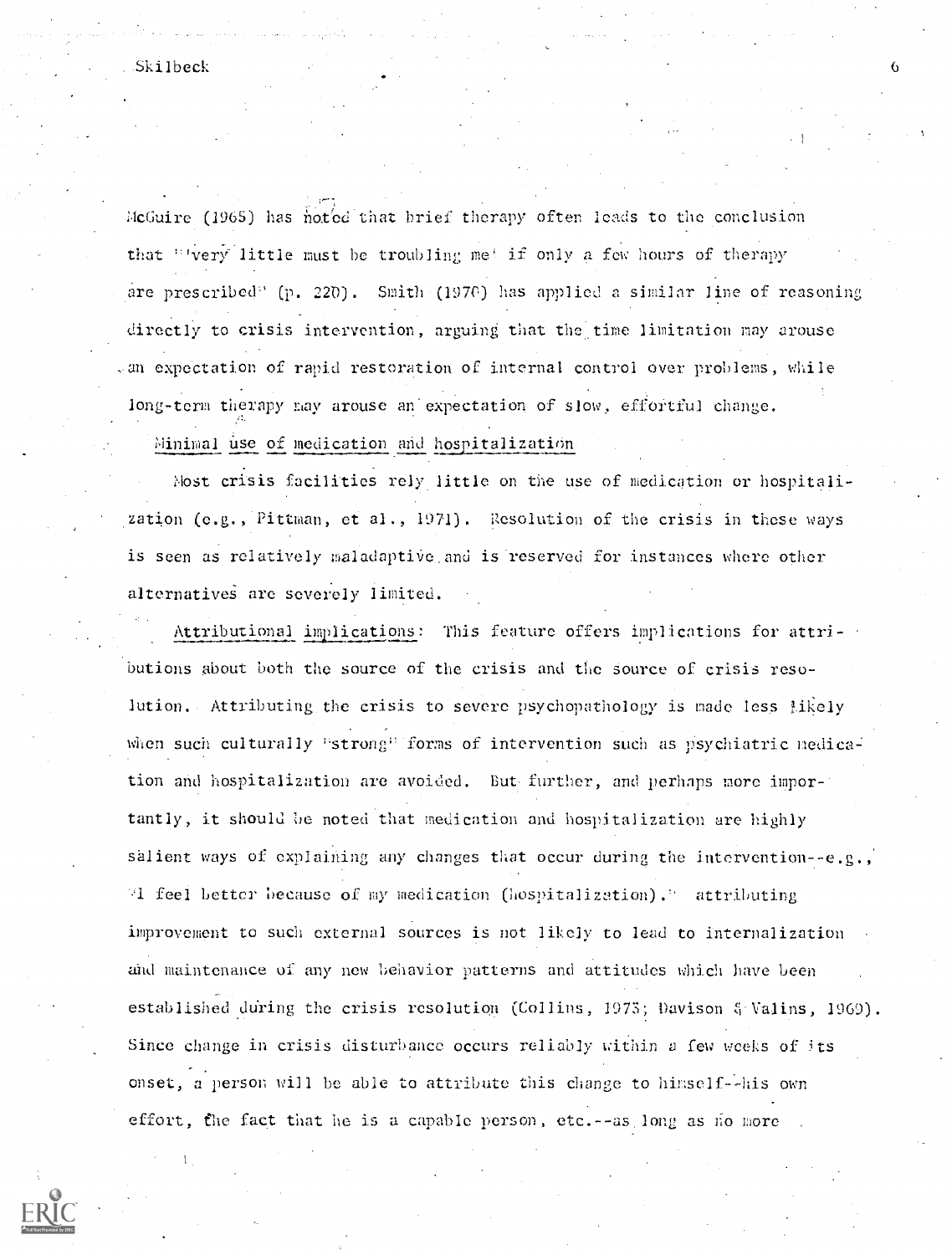McGuire (1965) has noted that brief therapy often leads to the conclusion that "'very little must be troubling me' if only a few hours of therapy are prescribed" (p. 220). Smith (1970) has applied a similar line of reasoning directly to crisis intervention, arguing that the time limitation may arouse an expectation of rapid restoration of internal control over problems, while long-term therapy may arouse an expectation of slow, effortful change.

Minimal use of medication and hospitalization

Most crisis facilities rely little on the use of medication or hospitalization (e.g., Pittman, et al., 1971). Resolution of the crisis in these ways is seen as relatively maladaptive and is reserved for instances where other alternatives are severely limited.

Attributional implications: This feature offers implications for attributions about both the source of the crisis and the source of crisis resolution. Attributing the crisis to severe psychopathology is made less likely when such culturally "strong" forms of intervention such as psychiatric medication and hospitalization are avoided. But further, and perhaps more importantly, it should be noted that medication and hospitalization are highly salient ways of explaining any changes that occur during the intervention--e.g., "I feel better because of my medication (hospitalization)." attributing improvement to such external sources is not likely to lead to internalization and maintenance of any new behavior patterns and attitudes which have been established during the crisis resolution (Collins, 1973; Davison & Valins, 1969). Since change in crisis disturbance occurs reliably within a few weeks of its onset, a person will be able to attribute this change to himself--his own effort, the fact that he is a capable person, etc.--as long as no more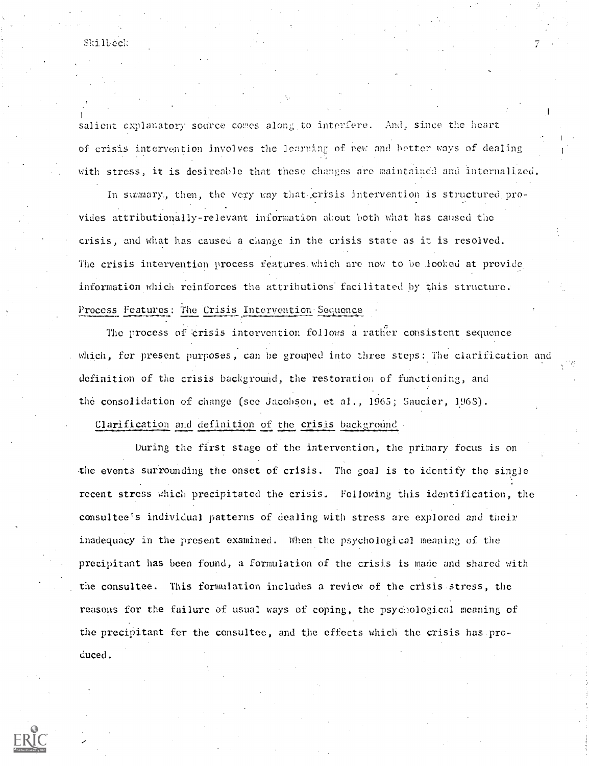salient explanatory source comes along to interfere. And, since the heart of crisis intervention involves the learning of new and better ways of dealing with stress, it is desireable that these changes are maintained and internalized.

In summary, then, the very way that crisis intervention is structured provides attributionally-relevant information about both what has caused the crisis, and what has caused a change in the crisis state as it is resolved. The crisis intervention process features which are now to be looked at provide information which reinforces the attributions facilitated by this structure.

## Process Features: The Crisis Intervention Sequence

The process of crisis intervention follows a rather consistent sequence which, for present purposes, can be grouped into three steps: The clarification and definition of the crisis background, the restoration of functioning, and the consolidation of change (see Jacobson, et al., 1965; Saucier, 1968).

### Clarification and definition of the crisis background

During the first stage of the intervention, the primary focus is on the events surrounding the onset of crisis. The goal is to identify the single recent stress which precipitated the crisis. Following this identification, the consultee's individual patterns of dealing with stress are explored and their inadequacy in the present examined. When the psychological meaning of the precipitant has been found, a formulation of the crisis is made and shared with the consultee. This formulation includes a review of the crisis stress, the reasons for the failure of usual ways of coping, the psychological meaning of the precipitant for the consultee, and the effects which the crisis has produced.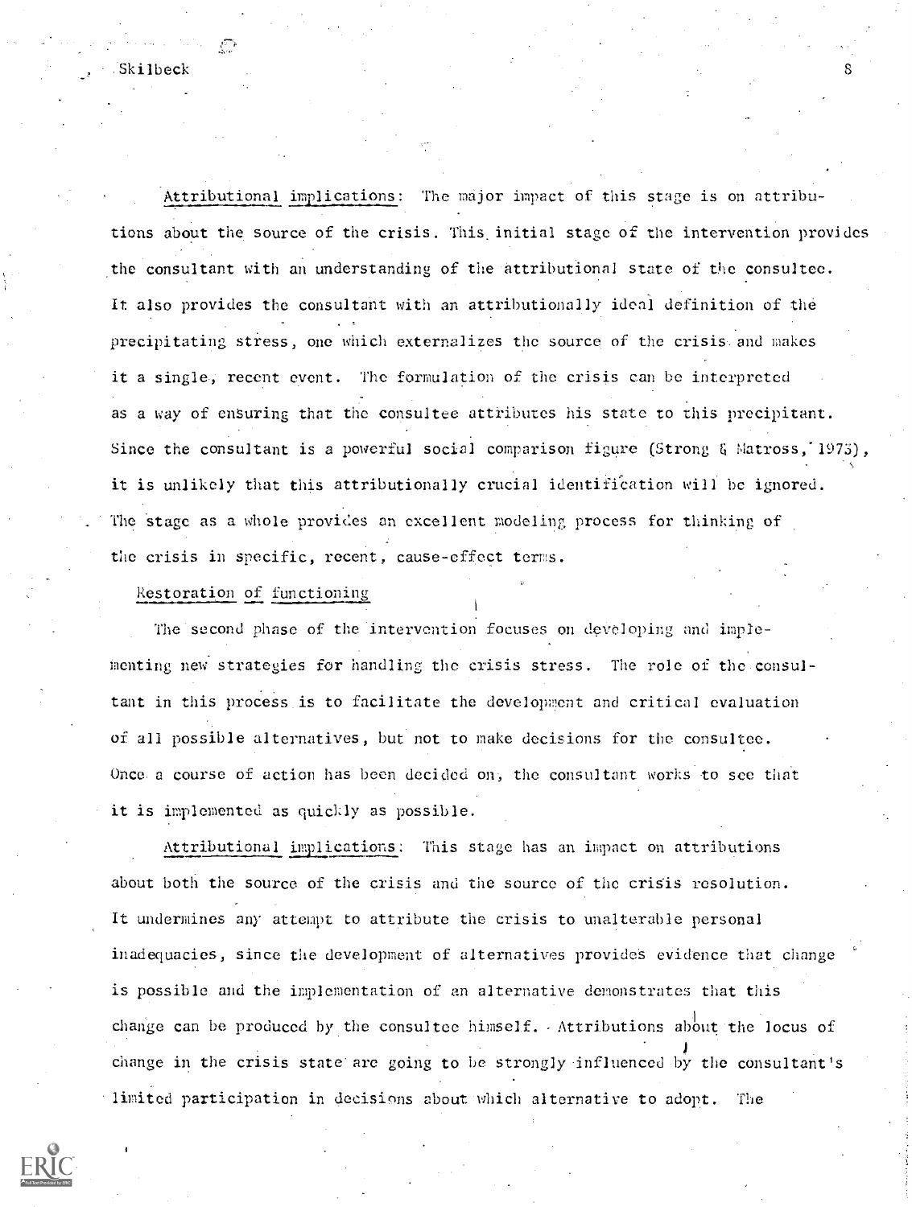*Attributional implications*: The major impact of this stage is on attributions about the source of the crisis. This initial stage of the intervention provides the consultant with an understanding of the attributional state of the consultee. It also provides the consultant with an attributionally ideal definition of the precipitating stress, one which externalizes the source of the crisis and makes it a single, recent event. The formulation of the crisis can be interpreted as a way of ensuring that the consultee attributes his state to this precipitant. Since the consultant is a powerful social comparison figure (Strong & Matross, 1973), it is unlikely that this attributionally crucial identification will be ignored. The stage as a whole provides an excellent modeling process for thinking of the crisis in specific, recent, cause-effect terms.

## Restoration of functioning

The second phase of the intervention focuses on developing and implementing new strategies for handling the crisis stress. The role of the consultant in this process is to facilitate the development and critical evaluation of all possible alternatives, but not to make decisions for the consultee. Once a course of action has been decided on, the consultant works to see that it is implemented as quickly as possible.

*Attributional implications*: This stage has an impact on attributions about both the source of the crisis and the source of the crisis resolution. It undermines any attempt to attribute the crisis to unalterable personal inadequacies, since the development of alternatives provides evidence that change is possible and the implementation of an alternative demonstrates that this change can be produced by the consultee himself. Attributions about the locus of change in the crisis state are going to be strongly influenced by the consultant's limited participation in decisions about which alternative to adopt. The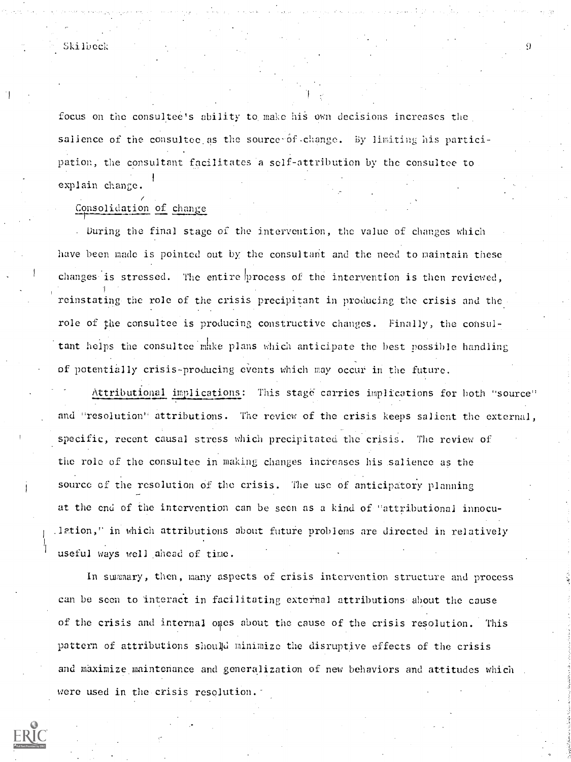focus on the consultee's ability to make his own decisions increases the salience of the consultee as the source of change. By limiting his participation, the consultant facilitates a self-attribution by the consultee to explain change.

## Consolidation of change

During the final stage of the intervention, the value of changes which have been made is pointed out by the consultant and the need to maintain these changes is stressed. The entire process of the intervention is then reviewed, reinstating the role of the crisis precipitant in producing the crisis and the role of the consultee is producing constructive changes. Finally, the consultant helps the consultee make plans which anticipate the best possible handling of potentially crisis-producing events which may occur in the future.

Attributional implications: This stage carries implications for both "source" and "resolution" attributions. The review of the crisis keeps salient the external, specific, recent causal stress which precipitated the crisis. The review of the role of the consultee in making changes increases his salience as the source of the resolution of the crisis. The use of anticipatory planning at the end of the intervention can be seen as a kind of "attributional innoculation," in which attributions about future problems are directed in relatively useful ways well ahead of time.

In summary, then, many aspects of crisis intervention structure and process can be seen to interact in facilitating external attributions about the cause of the crisis and internal ones about the cause of the crisis resolution. This pattern of attributions should minimize the disruptive effects of the crisis and maximize maintenance and generalization of new behaviors and attitudes which were used in the crisis resolution.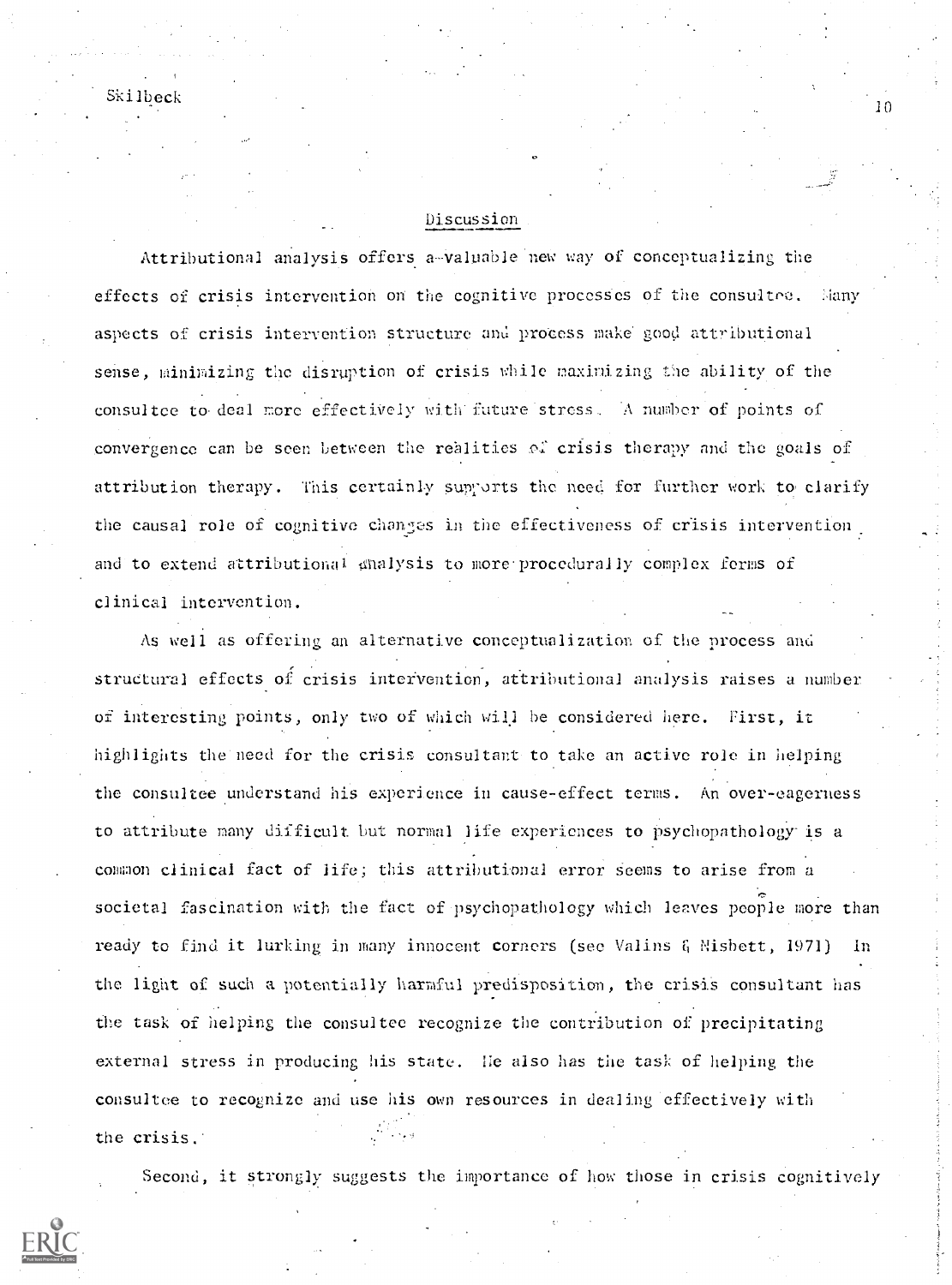## Discussion

Attributional analysis offers a valuable new way of conceptualizing the effects of crisis intervention on the cognitive processes of the consultee. Many aspects of crisis intervention structure and process make good attributional sense, minimizing the disruption of crisis while maximizing the ability of the consultee to deal more effectively with future stress. A number of points of convergence can be seen between the realities of crisis therapy and the goals of attribution therapy. This certainly supports the need for further work to clarify the causal role of cognitive changes in the effectiveness of crisis intervention and to extend attributional analysis to more procedurally complex forms of clinical intervention.

As well as offering an alternative conceptualization of the process and structural effects of crisis intervention, attributional analysis raises a number of interesting points, only two of which will be considered here. First, it highlights the need for the crisis consultant to take an active role in helping the consultee understand his experience in cause-effect terms. An over-eagerness to attribute many difficult but normal life experiences to psychopathology is a common clinical fact of life; this attributional error seems to arise from a societal fascination with the fact of psychopathology which leaves people more than ready to find it lurking in many innocent corners (see Valins & Nisbett, 1971) In the light of such a potentially harmful predisposition, the crisis consultant has the task of helping the consultee recognize the contribution of precipitating external stress in producing his state. He also has the task of helping the consultee to recognize and use his own resources in dealing effectively with the crisis.

Second, it strongly suggests the importance of how those in crisis cognitively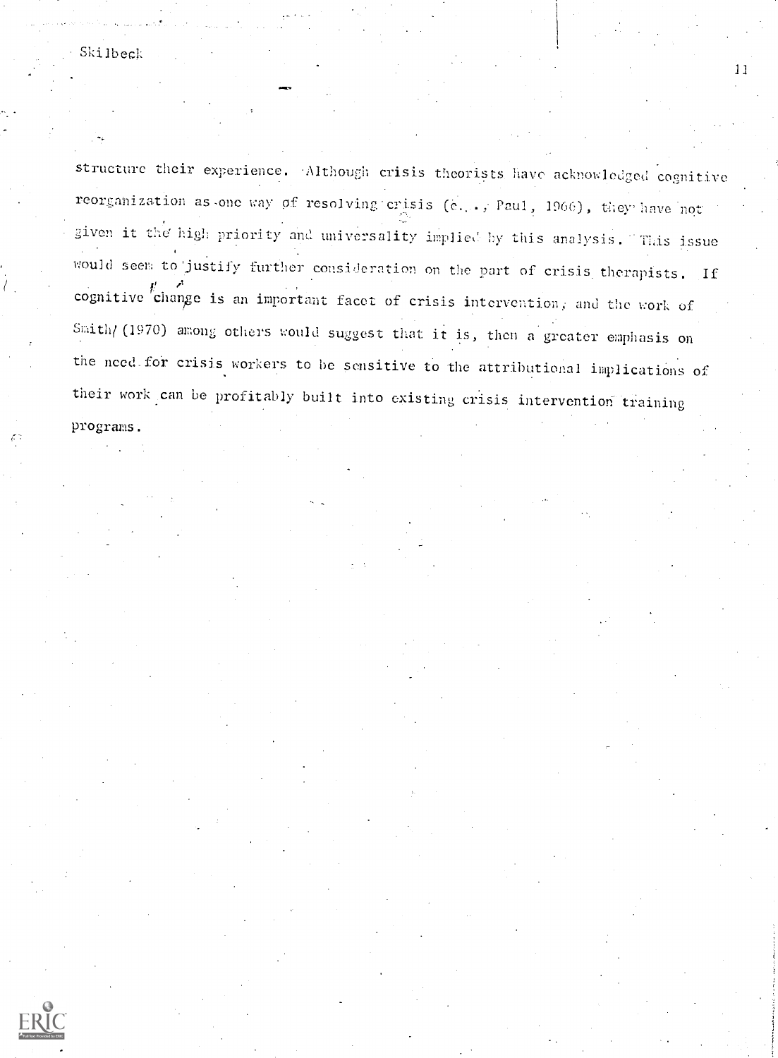structure their experience. Although crisis theorists have acknowledged cognitive reorganization as one way of resolving crisis (e.g., Paul, 1966), they have not given it the high priority and universality implied by this analysis. This issue would seem to justify further consideration on the part of crisis therapists. If cognitive change is an important facet of crisis intervention, and the work of Smith (1970) among others would suggest that it is, then a greater emphasis on the need for crisis workers to be sensitive to the attributional implications of their work can be profitably built into existing crisis intervention training programs.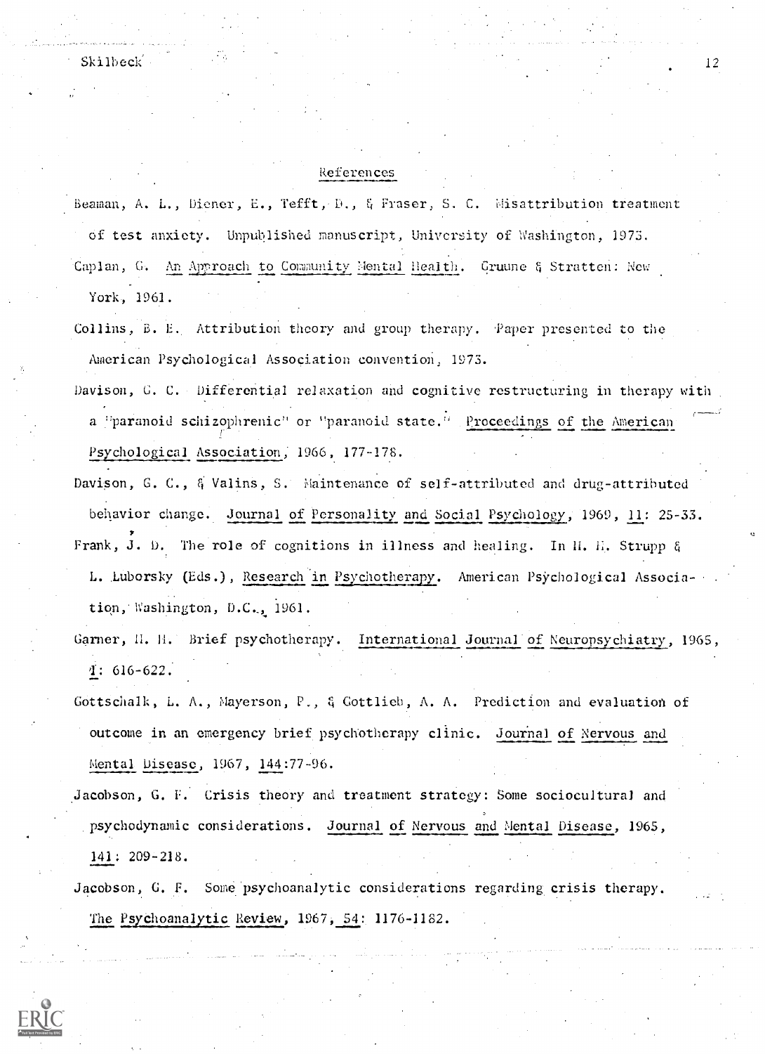## References

Beaman, A. L., Diener, E., Tefft, D., & Fraser, S. C. Misattribution treatment of test anxiety. Unpublished manuscript, University of Washington, 1973.

Caplan, G. An Approach to Community Mental Health. Gruune & Stratten: New York, 1961.

Collins, B. E. Attribution theory and group therapy. Paper presented to the American Psychological Association convention, 1973.

Davison, G. C. Differential relaxation and cognitive restructuring in therapy with a "paranoid schizophrenic" or "paranoid state." Proceedings of the American Psychological Association, 1966, 177-178.

Davison, G. C., & Valins, S. Maintenance of self-attributed and drug-attributed behavior change. Journal of Personality and Social Psychology, 1969, 11: 25-33.

Frank, J. D. The role of cognitions in illness and healing. In H. H. Strupp & L. Luborsky (Eds.), Research in Psychotherapy. American Psychological Association, Washington, D.C., 1961.

Garner, H. H. Brief psychotherapy. International Journal of Neuropsychiatry, 1965, 1: 616-622.

Gottschalk, L. A., Mayerson, P., & Gottlieb, A. A. Prediction and evaluation of outcome in an emergency brief psychotherapy clinic. Journal of Nervous and Mental Disease, 1967, 144:77-96.

Jacobson, G. F. Crisis theory and treatment strategy: Some sociocultural and psychodynamic considerations. Journal of Nervous and Mental Disease, 1965, 141: 209-218.

Jacobson, G. F. Some psychoanalytic considerations regarding crisis therapy. The Psychoanalytic Review, 1967, 54: 1176-1182.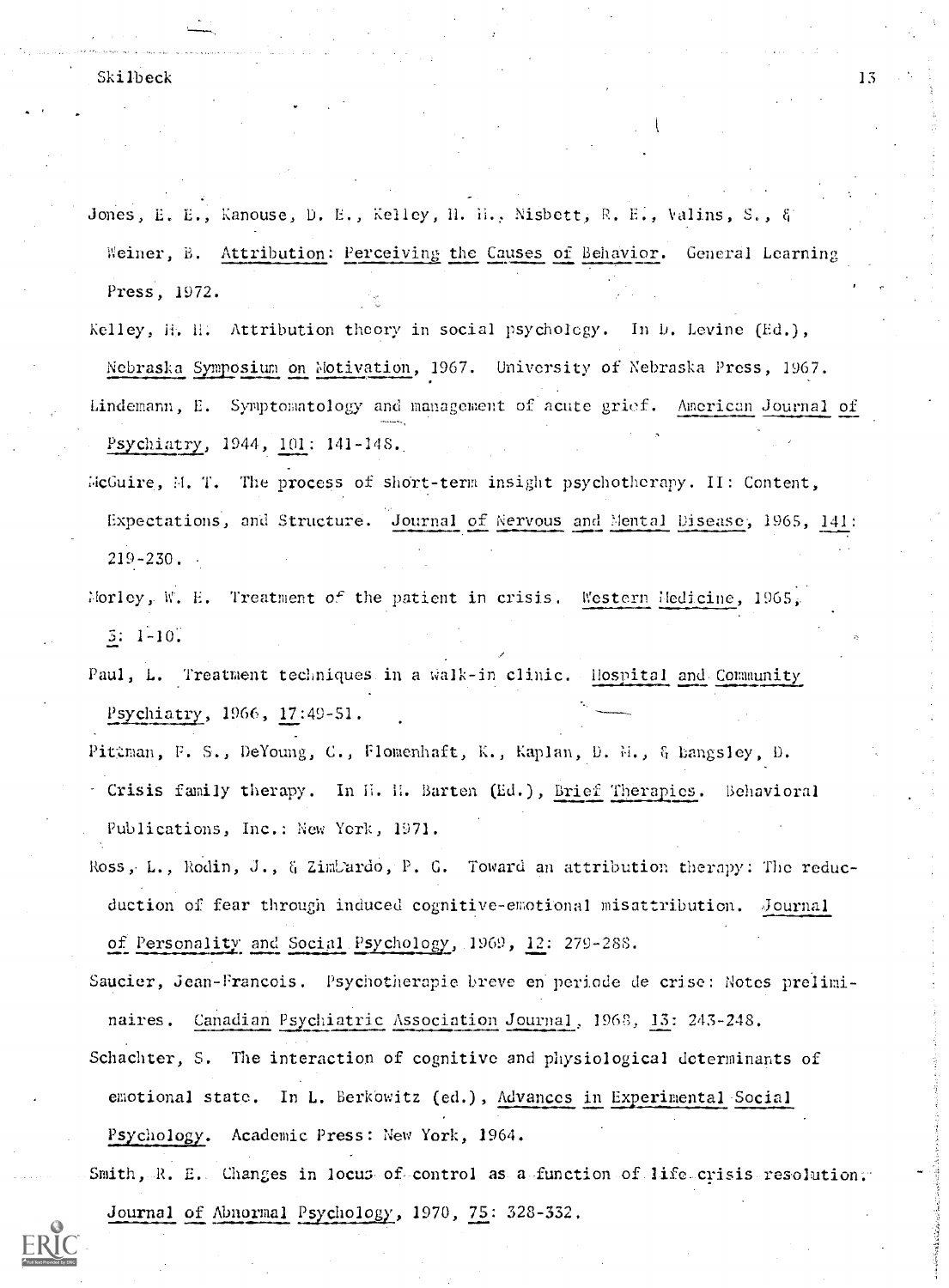Jones, E. E., Kanouse, D. E., Kelley, H. H., Nisbett, R. E., Valins, S., & Weiner, B. Attribution: Perceiving the Causes of Behavior. General Learning Press, 1972.

Kelley, H. H. Attribution theory in social psychology. In D. Levine (Ed.), Nebraska Symposium on Motivation, 1967. University of Nebraska Press, 1967.

Lindemann, E. Symptomatology and management of acute grief. American Journal of Psychiatry, 1944, 101: 141-148.

McGuire, M. T. The process of short-term insight psychotherapy. II: Content, Expectations, and Structure. Journal of Nervous and Mental Disease, 1965, 141: 219-230.

Morley, W. E. Treatment of the patient in crisis. Western Medicine, 1965, 3: 1-10.

Paul, L. Treatment techniques in a walk-in clinic. Hospital and Community Psychiatry, 1966, 17:49-51.

Pittman, F. S., DeYoung, C., Flomenhaft, K., Kaplan, D. M., & Langsley, D. Crisis family therapy. In H. H. Barten (Ed.), Brief Therapies. Behavioral Publications, Inc.: New York, 1971.

Ross, L., Rodin, J., & Zimbardo, P. G. Toward an attribution therapy: The reducduction of fear through induced cognitive-emotional misattribution. Journal of Personality and Social Psychology, 1969, 12: 279-288.

Saucier, Jean-Francois. Psychotherapie breve en periode de crise: Notes preliminaires. Canadian Psychiatric Association Journal, 1968, 13: 243-248.

Schachter, S. The interaction of cognitive and physiological determinants of emotional state. In L. Berkowitz (ed.), Advances in Experimental Social Psychology. Academic Press: New York, 1964.

Smith, R. E. Changes in locus of control as a function of life crisis resolution. Journal of Abnormal Psychology, 1970, 75: 328-332.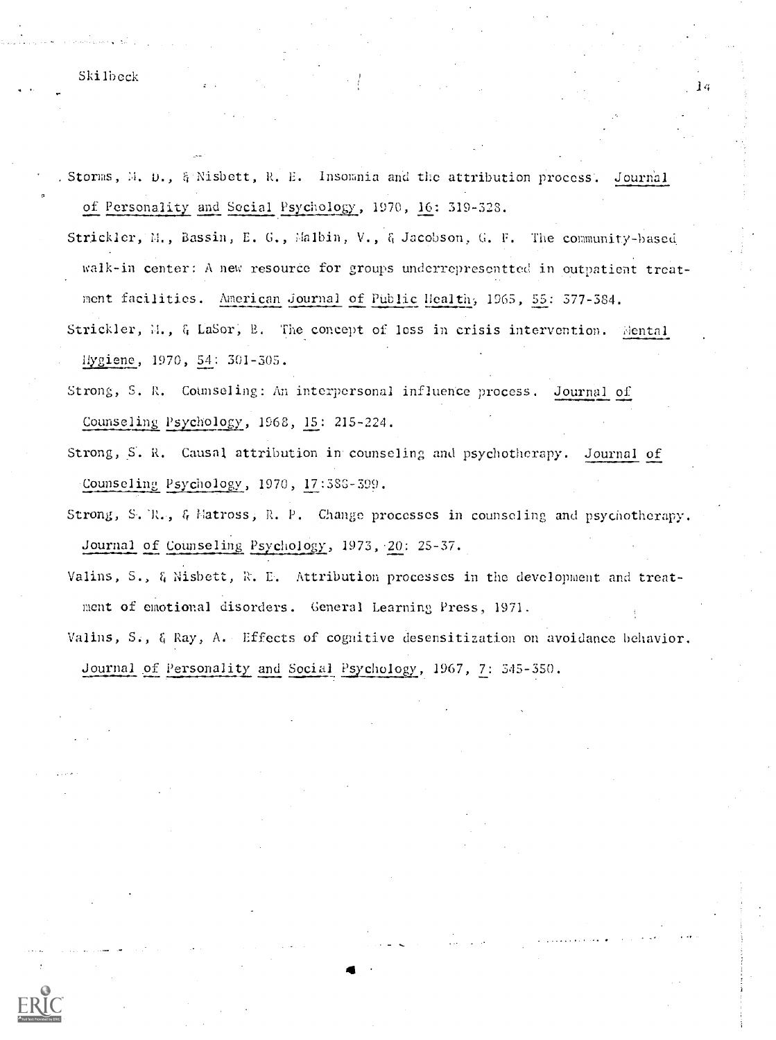Storms, M. D., & Nisbett, R. E. Insomnia and the attribution process. Journal of Personality and Social Psychology, 1970, 16: 319-328.

Strickler, M., Bassin, E. G., Malbin, V., & Jacobson, G. F. The community-based walk-in center: A new resource for groups underrepresentted in outpatient treatment facilities. American Journal of Public Health, 1965, 55: 377-384.

Strickler, M., & LaSor, B. The concept of loss in crisis intervention. Mental Hygiene, 1970, 54: 301-305.

Strong, S. R. Counseling: An interpersonal influence process. Journal of Counseling Psychology, 1968, 15: 215-224.

Strong, S. R. Causal attribution in counseling and psychotherapy. Journal of Counseling Psychology, 1970, 17:388-399.

Strong, S. R., & Matross, R. P. Change processes in counseling and psychotherapy. Journal of Counseling Psychology, 1973, 20: 25-37.

Valins, S., & Nisbett, R. E. Attribution processes in the development and treatment of emotional disorders. General Learning Press, 1971.

Valins, S., & Ray, A. Effects of cognitive desensitization on avoidance behavior. Journal of Personality and Social Psychology, 1967, 7: 345-350.